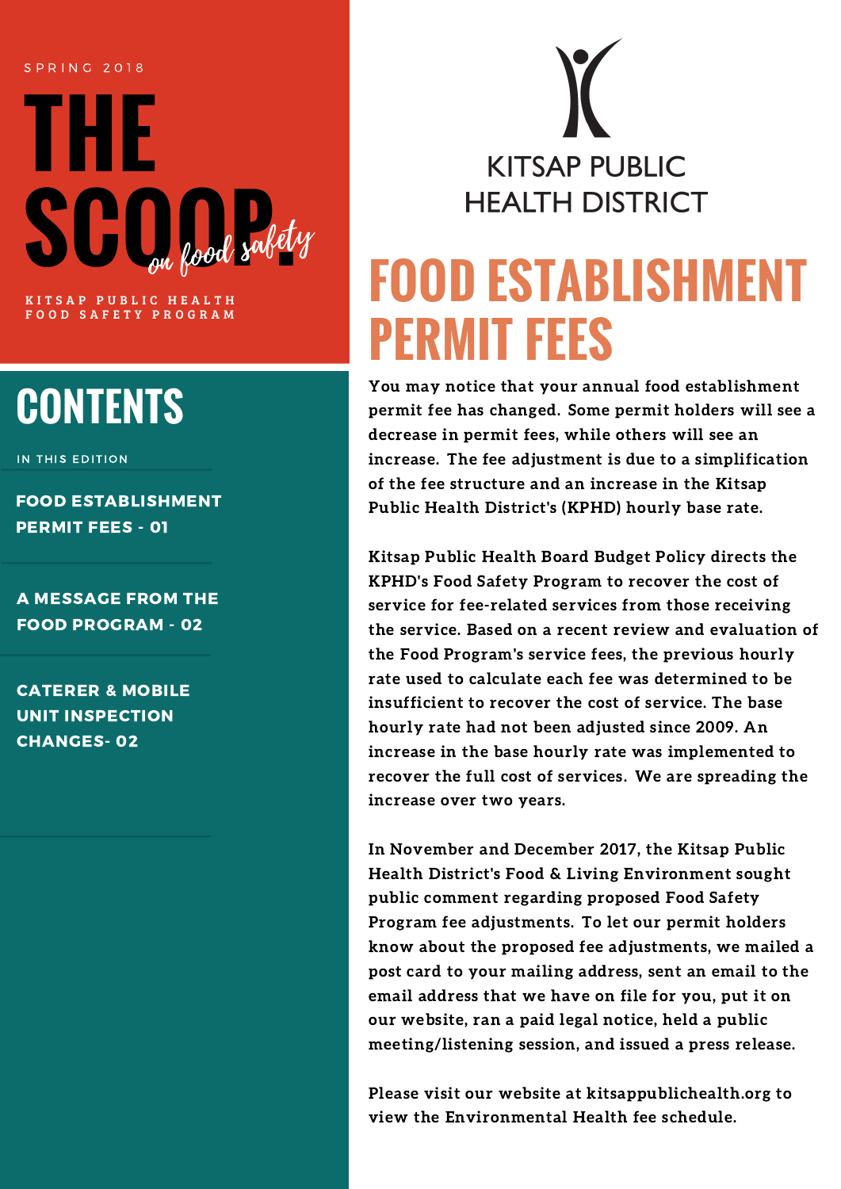SPRING 2018

# THE SCOOP. *on food safety*

KITSAP PUBLIC HEALTH FOOD SAFETY PROGRAM

## CONTENTS

IN THIS EDITION

**FOOD ESTABLISHMENT PERMIT FEES - 01**

**A MESSAGE FROM THE FOOD PROGRAM - 02**

**CATERER & MOBILE UNIT INSPECTION CHANGES- 02**

KITSAP PUBLIC HEALTH DISTRICT

# FOOD ESTABLISHMENT PERMIT FEES

**You may notice that your annual food establishment permit fee has changed. Some permit holders will see a decrease in permit fees, while others will see an increase. The fee adjustment is due to a simplification of the fee structure and an increase in the Kitsap Public Health District's (KPHD) hourly base rate.**

**Kitsap Public Health Board Budget Policy directs the KPHD's Food Safety Program to recover the cost of service for fee-related services from those receiving the service. Based on a recent review and evaluation of the Food Program's service fees, the previous hourly rate used to calculate each fee was determined to be insufficient to recover the cost of service. The base hourly rate had not been adjusted since 2009. An increase in the base hourly rate was implemented to recover the full cost of services. We are spreading the increase over two years.**

**In November and December 2017, the Kitsap Public Health District's Food & Living Environment sought public comment regarding proposed Food Safety Program fee adjustments. To let our permit holders know about the proposed fee adjustments, we mailed a post card to your mailing address, sent an email to the email address that we have on file for you, put it on our website, ran a paid legal notice, held a public meeting/listening session, and issued a press release.**

**Please visit our website at kitsappublichealth.org to view the Environmental Health fee schedule.**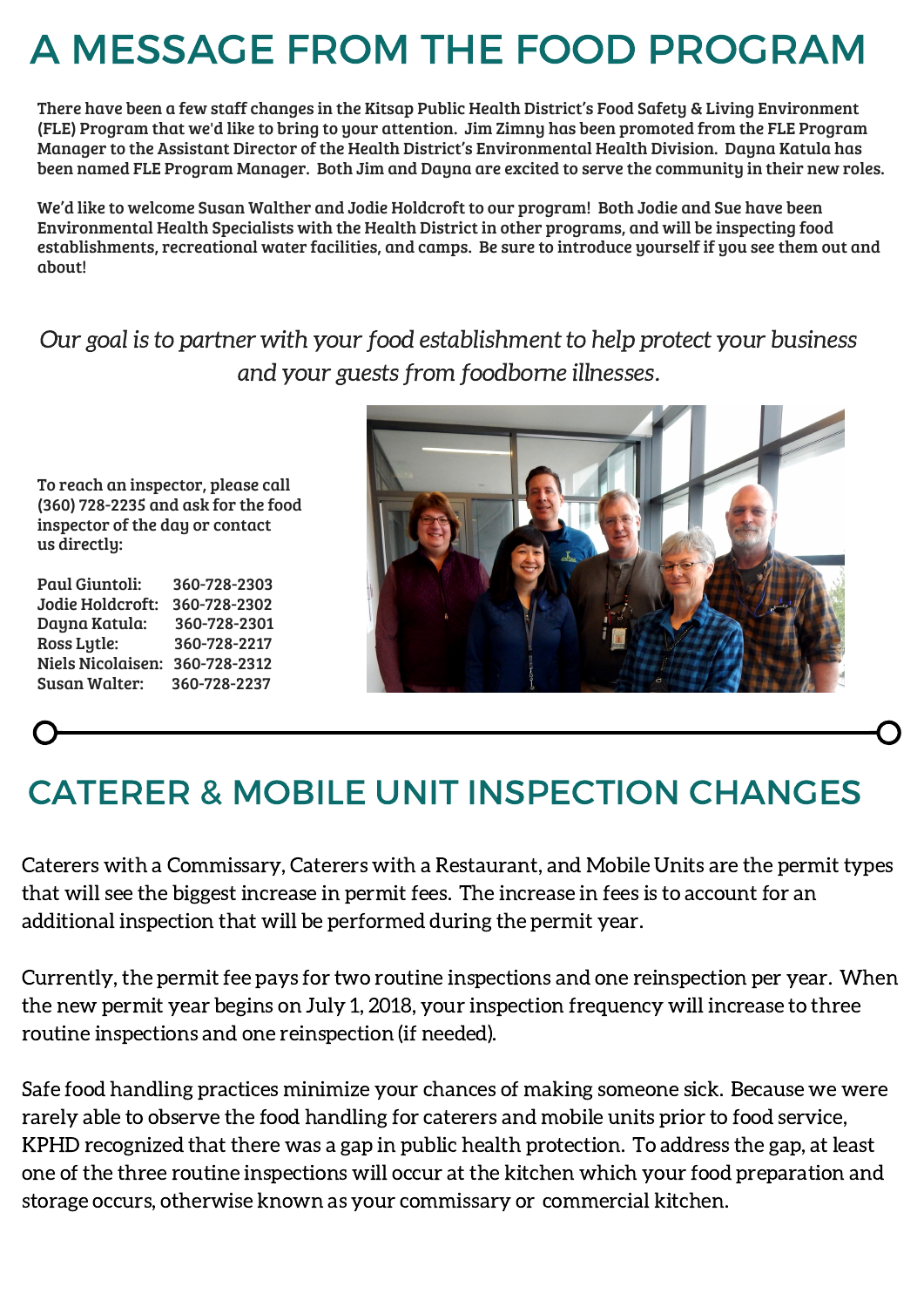# A MESSAGE FROM THE FOOD PROGRAM

There have been a few staff changes in the Kitsap Public Health District's Food Safety & Living Environment (FLE) Program that we'd like to bring to your attention. Jim Zimny has been promoted from the FLE Program Manager to the Assistant Director of the Health District's Environmental Health Division. Dayna Katula has been named FLE Program Manager. Both Jim and Dayna are excited to serve the community in their new roles.

We'd like to welcome Susan Walther and Jodie Holdcroft to our program! Both Jodie and Sue have been Environmental Health Specialists with the Health District in other programs, and will be inspecting food establishments, recreational water facilities, and camps. Be sure to introduce yourself if you see them out and about!

*Our goal is to partner with your food establishment to help protect your business and your guests from foodborne illnesses.*

To reach an inspector, please call (360) 728-2235 and ask for the food inspector of the day or contact us directly:

| | |
|---|---|
| Paul Giuntoli: | 360-728-2303 |
| Jodie Holdcroft: | 360-728-2302 |
| Dayna Katula: | 360-728-2301 |
| Ross Lytle: | 360-728-2217 |
| Niels Nicolaisen: | 360-728-2312 |
| Susan Walter: | 360-728-2237 |

# CATERER & MOBILE UNIT INSPECTION CHANGES

Caterers with a Commissary, Caterers with a Restaurant, and Mobile Units are the permit types that will see the biggest increase in permit fees. The increase in fees is to account for an additional inspection that will be performed during the permit year.

Currently, the permit fee pays for two routine inspections and one reinspection per year. When the new permit year begins on July 1, 2018, your inspection frequency will increase to three routine inspections and one reinspection (if needed).

Safe food handling practices minimize your chances of making someone sick. Because we were rarely able to observe the food handling for caterers and mobile units prior to food service, KPHD recognized that there was a gap in public health protection. To address the gap, at least one of the three routine inspections will occur at the kitchen which your food preparation and storage occurs, otherwise known as your commissary or commercial kitchen.